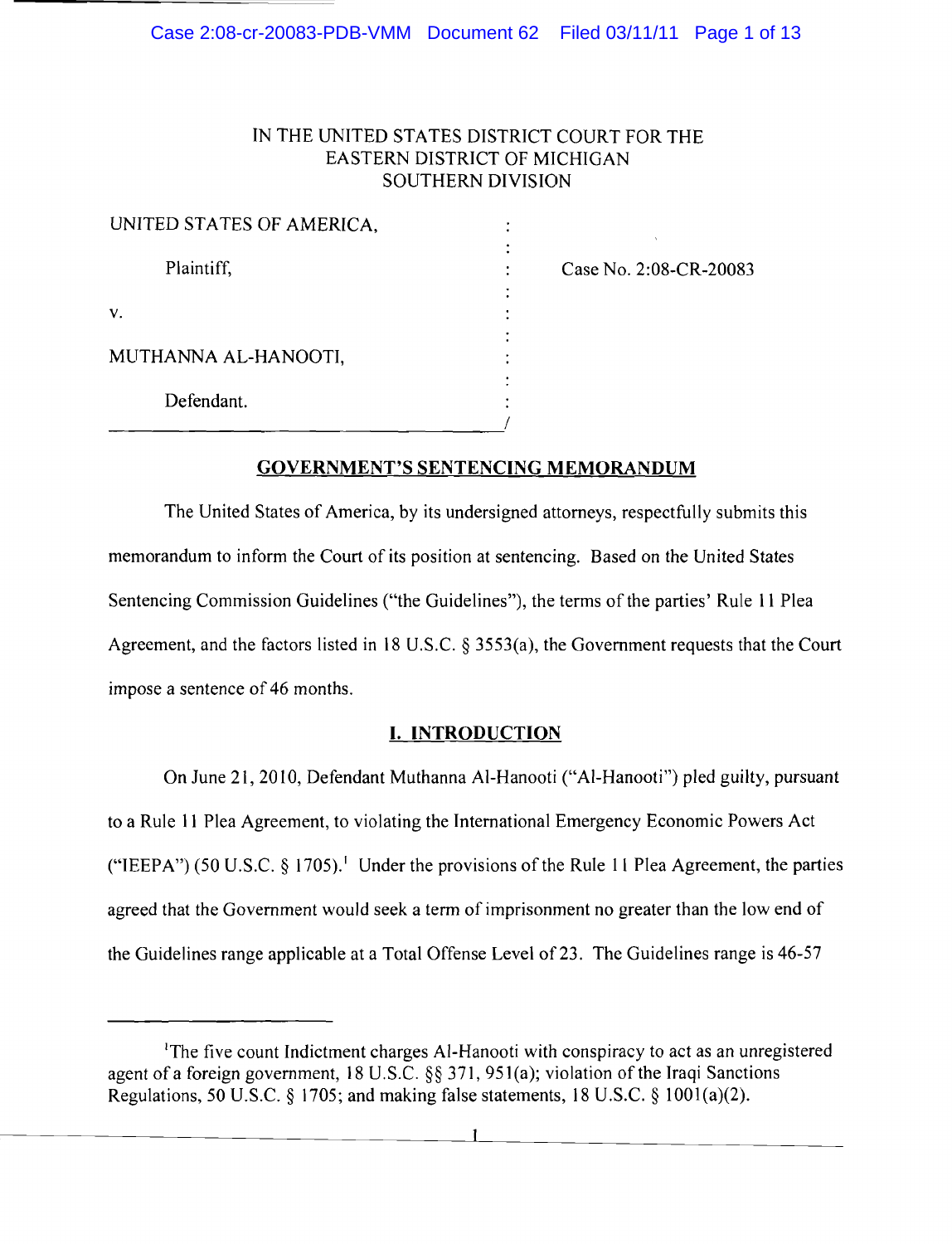IN THE UNITED STATES DISTRICT COURT FOR THE
EASTERN DISTRICT OF MICHIGAN
SOUTHERN DIVISION

UNITED STATES OF AMERICA,

Plaintiff,

v.

MUTHANNA AL-HANOOTI,

Defendant.

Case No. 2:08-CR-20083

## GOVERNMENT'S SENTENCING MEMORANDUM

The United States of America, by its undersigned attorneys, respectfully submits this memorandum to inform the Court of its position at sentencing. Based on the United States Sentencing Commission Guidelines ("the Guidelines"), the terms of the parties' Rule 11 Plea Agreement, and the factors listed in 18 U.S.C. § 3553(a), the Government requests that the Court impose a sentence of 46 months.

## I. INTRODUCTION

On June 21, 2010, Defendant Muthanna Al-Hanooti ("Al-Hanooti") pled guilty, pursuant to a Rule 11 Plea Agreement, to violating the International Emergency Economic Powers Act ("IEEPA") (50 U.S.C. § 1705).[1] Under the provisions of the Rule 11 Plea Agreement, the parties agreed that the Government would seek a term of imprisonment no greater than the low end of the Guidelines range applicable at a Total Offense Level of 23. The Guidelines range is 46-57

[1] The five count Indictment charges Al-Hanooti with conspiracy to act as an unregistered agent of a foreign government, 18 U.S.C. §§ 371, 951(a); violation of the Iraqi Sanctions Regulations, 50 U.S.C. § 1705; and making false statements, 18 U.S.C. § 1001(a)(2).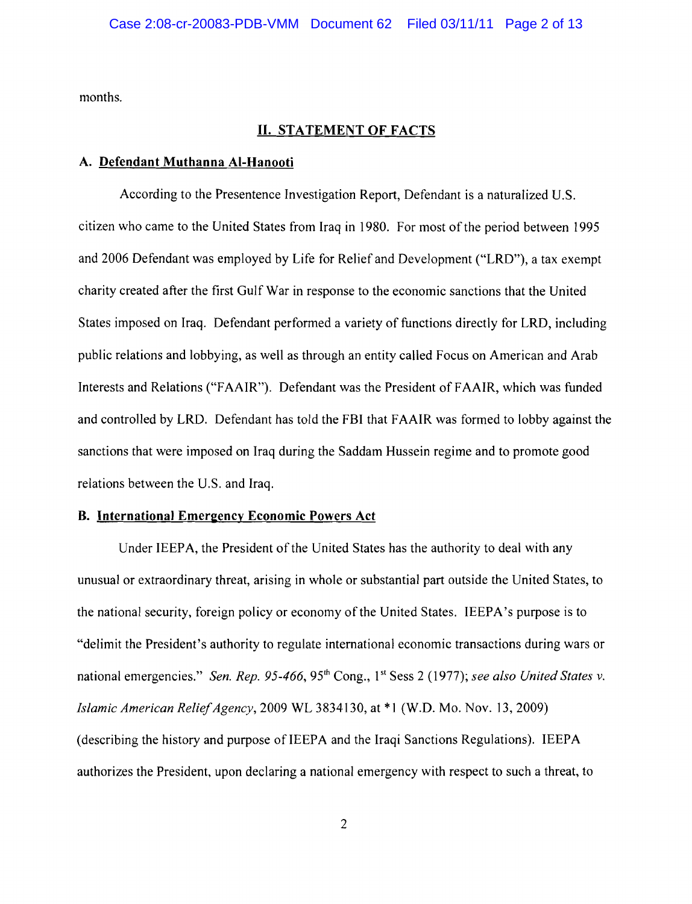months.

## II. STATEMENT OF FACTS

### A. Defendant Muthanna Al-Hanooti

According to the Presentence Investigation Report, Defendant is a naturalized U.S. citizen who came to the United States from Iraq in 1980. For most of the period between 1995 and 2006 Defendant was employed by Life for Relief and Development ("LRD"), a tax exempt charity created after the first Gulf War in response to the economic sanctions that the United States imposed on Iraq. Defendant performed a variety of functions directly for LRD, including public relations and lobbying, as well as through an entity called Focus on American and Arab Interests and Relations ("FAAIR"). Defendant was the President of FAAIR, which was funded and controlled by LRD. Defendant has told the FBI that FAAIR was formed to lobby against the sanctions that were imposed on Iraq during the Saddam Hussein regime and to promote good relations between the U.S. and Iraq.

### B. International Emergency Economic Powers Act

Under IEEPA, the President of the United States has the authority to deal with any unusual or extraordinary threat, arising in whole or substantial part outside the United States, to the national security, foreign policy or economy of the United States. IEEPA's purpose is to "delimit the President's authority to regulate international economic transactions during wars or national emergencies." *Sen. Rep. 95-466*, 95th Cong., 1st Sess 2 (1977); *see also United States v. Islamic American Relief Agency*, 2009 WL 3834130, at *1 (W.D. Mo. Nov. 13, 2009) (describing the history and purpose of IEEPA and the Iraqi Sanctions Regulations). IEEPA authorizes the President, upon declaring a national emergency with respect to such a threat, to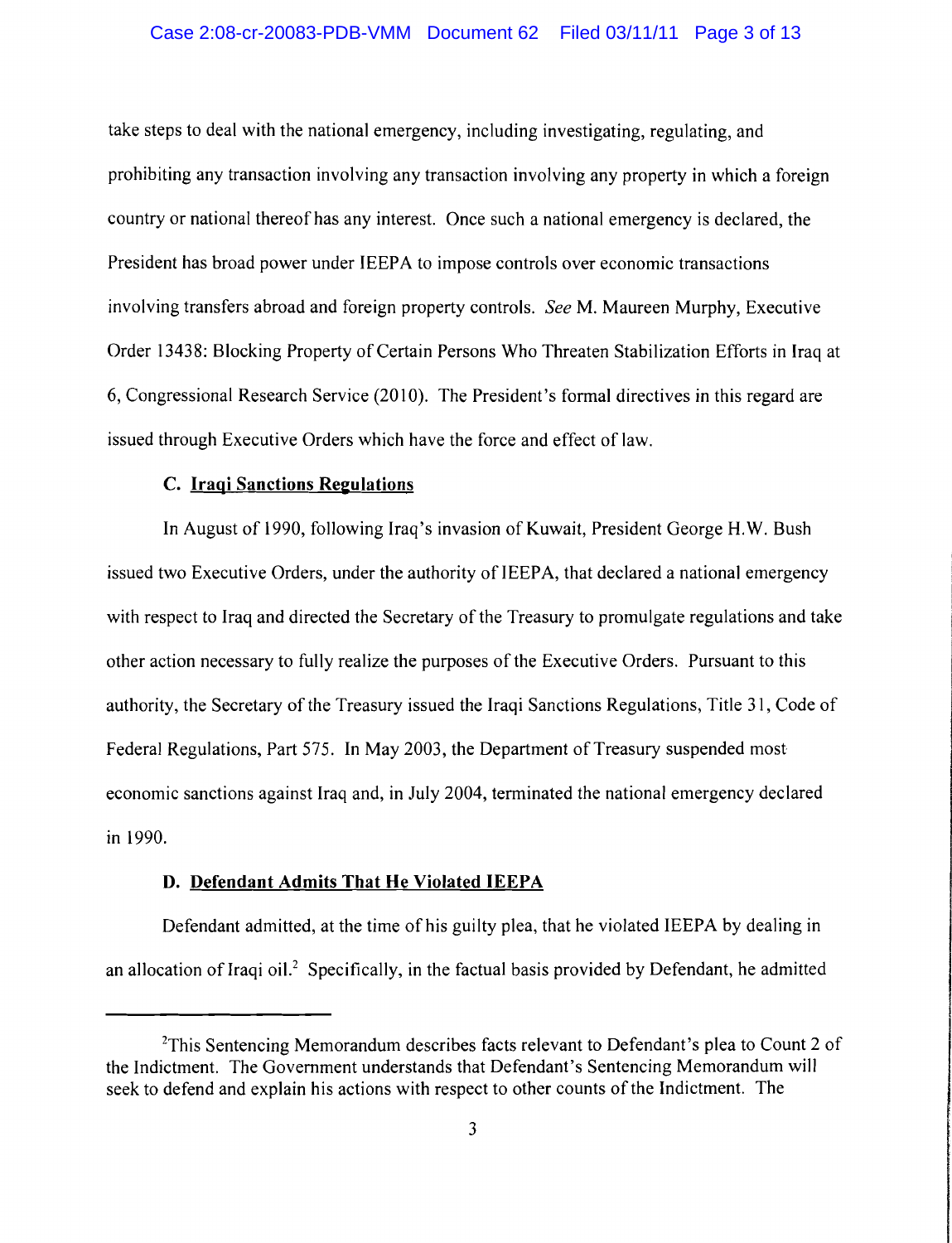take steps to deal with the national emergency, including investigating, regulating, and prohibiting any transaction involving any transaction involving any property in which a foreign country or national thereof has any interest. Once such a national emergency is declared, the President has broad power under IEEPA to impose controls over economic transactions involving transfers abroad and foreign property controls. *See* M. Maureen Murphy, Executive Order 13438: Blocking Property of Certain Persons Who Threaten Stabilization Efforts in Iraq at 6, Congressional Research Service (2010). The President's formal directives in this regard are issued through Executive Orders which have the force and effect of law.

### C. Iraqi Sanctions Regulations

In August of 1990, following Iraq's invasion of Kuwait, President George H.W. Bush issued two Executive Orders, under the authority of IEEPA, that declared a national emergency with respect to Iraq and directed the Secretary of the Treasury to promulgate regulations and take other action necessary to fully realize the purposes of the Executive Orders. Pursuant to this authority, the Secretary of the Treasury issued the Iraqi Sanctions Regulations, Title 31, Code of Federal Regulations, Part 575. In May 2003, the Department of Treasury suspended most economic sanctions against Iraq and, in July 2004, terminated the national emergency declared in 1990.

### D. Defendant Admits That He Violated IEEPA

Defendant admitted, at the time of his guilty plea, that he violated IEEPA by dealing in an allocation of Iraqi oil.[2] Specifically, in the factual basis provided by Defendant, he admitted

---

[2]This Sentencing Memorandum describes facts relevant to Defendant's plea to Count 2 of the Indictment. The Government understands that Defendant's Sentencing Memorandum will seek to defend and explain his actions with respect to other counts of the Indictment. The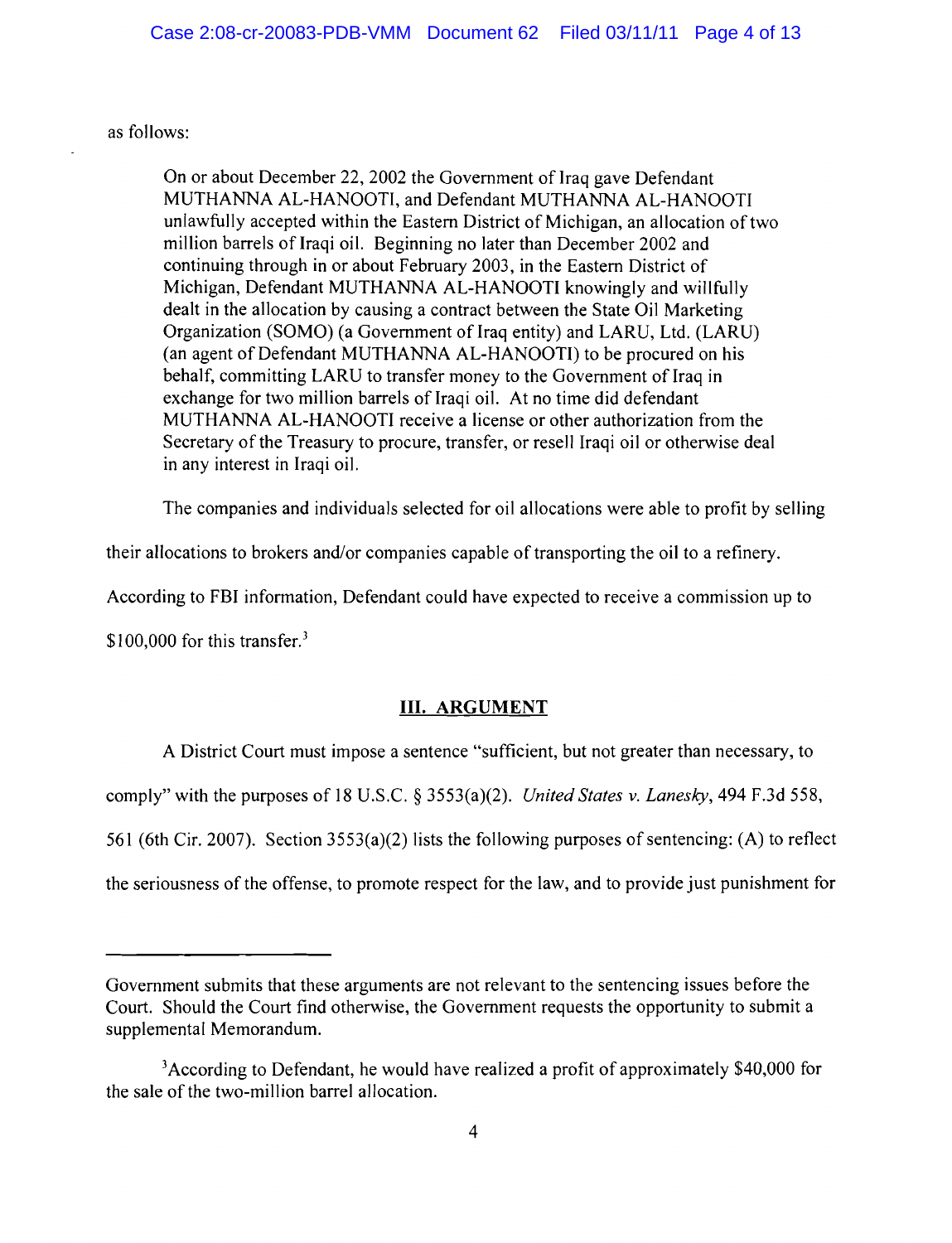as follows:

> On or about December 22, 2002 the Government of Iraq gave Defendant MUTHANNA AL-HANOOTI, and Defendant MUTHANNA AL-HANOOTI unlawfully accepted within the Eastern District of Michigan, an allocation of two million barrels of Iraqi oil. Beginning no later than December 2002 and continuing through in or about February 2003, in the Eastern District of Michigan, Defendant MUTHANNA AL-HANOOTI knowingly and willfully dealt in the allocation by causing a contract between the State Oil Marketing Organization (SOMO) (a Government of Iraq entity) and LARU, Ltd. (LARU) (an agent of Defendant MUTHANNA AL-HANOOTI) to be procured on his behalf, committing LARU to transfer money to the Government of Iraq in exchange for two million barrels of Iraqi oil. At no time did defendant MUTHANNA AL-HANOOTI receive a license or other authorization from the Secretary of the Treasury to procure, transfer, or resell Iraqi oil or otherwise deal in any interest in Iraqi oil.

The companies and individuals selected for oil allocations were able to profit by selling their allocations to brokers and/or companies capable of transporting the oil to a refinery. According to FBI information, Defendant could have expected to receive a commission up to $100,000 for this transfer.[3]

## III. ARGUMENT

A District Court must impose a sentence "sufficient, but not greater than necessary, to comply" with the purposes of 18 U.S.C. § 3553(a)(2). *United States v. Lanesky*, 494 F.3d 558, 561 (6th Cir. 2007). Section 3553(a)(2) lists the following purposes of sentencing: (A) to reflect the seriousness of the offense, to promote respect for the law, and to provide just punishment for

---

Government submits that these arguments are not relevant to the sentencing issues before the Court. Should the Court find otherwise, the Government requests the opportunity to submit a supplemental Memorandum.

[3] According to Defendant, he would have realized a profit of approximately $40,000 for the sale of the two-million barrel allocation.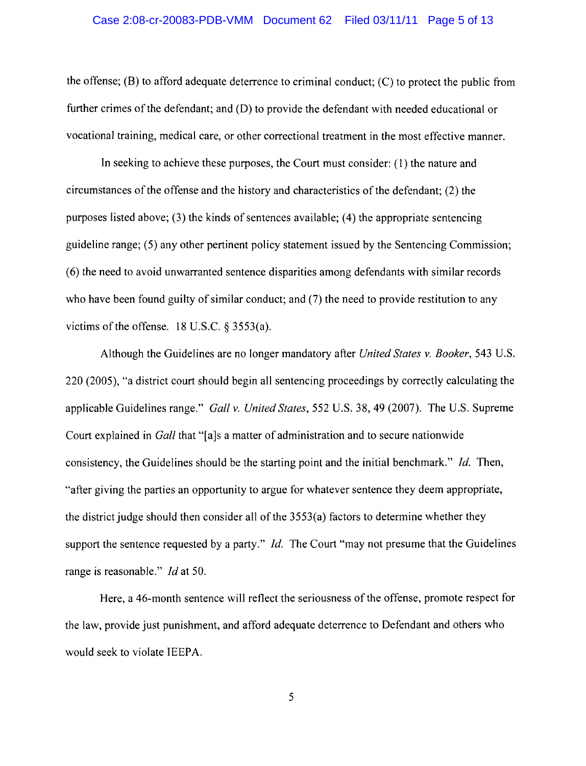the offense; (B) to afford adequate deterrence to criminal conduct; (C) to protect the public from further crimes of the defendant; and (D) to provide the defendant with needed educational or vocational training, medical care, or other correctional treatment in the most effective manner.

In seeking to achieve these purposes, the Court must consider: (1) the nature and circumstances of the offense and the history and characteristics of the defendant; (2) the purposes listed above; (3) the kinds of sentences available; (4) the appropriate sentencing guideline range; (5) any other pertinent policy statement issued by the Sentencing Commission; (6) the need to avoid unwarranted sentence disparities among defendants with similar records who have been found guilty of similar conduct; and (7) the need to provide restitution to any victims of the offense. 18 U.S.C. § 3553(a).

Although the Guidelines are no longer mandatory after *United States v. Booker*, 543 U.S. 220 (2005), "a district court should begin all sentencing proceedings by correctly calculating the applicable Guidelines range." *Gall v. United States*, 552 U.S. 38, 49 (2007). The U.S. Supreme Court explained in *Gall* that "[a]s a matter of administration and to secure nationwide consistency, the Guidelines should be the starting point and the initial benchmark." *Id.* Then, "after giving the parties an opportunity to argue for whatever sentence they deem appropriate, the district judge should then consider all of the 3553(a) factors to determine whether they support the sentence requested by a party." *Id.* The Court "may not presume that the Guidelines range is reasonable." *Id* at 50.

Here, a 46-month sentence will reflect the seriousness of the offense, promote respect for the law, provide just punishment, and afford adequate deterrence to Defendant and others who would seek to violate IEEPA.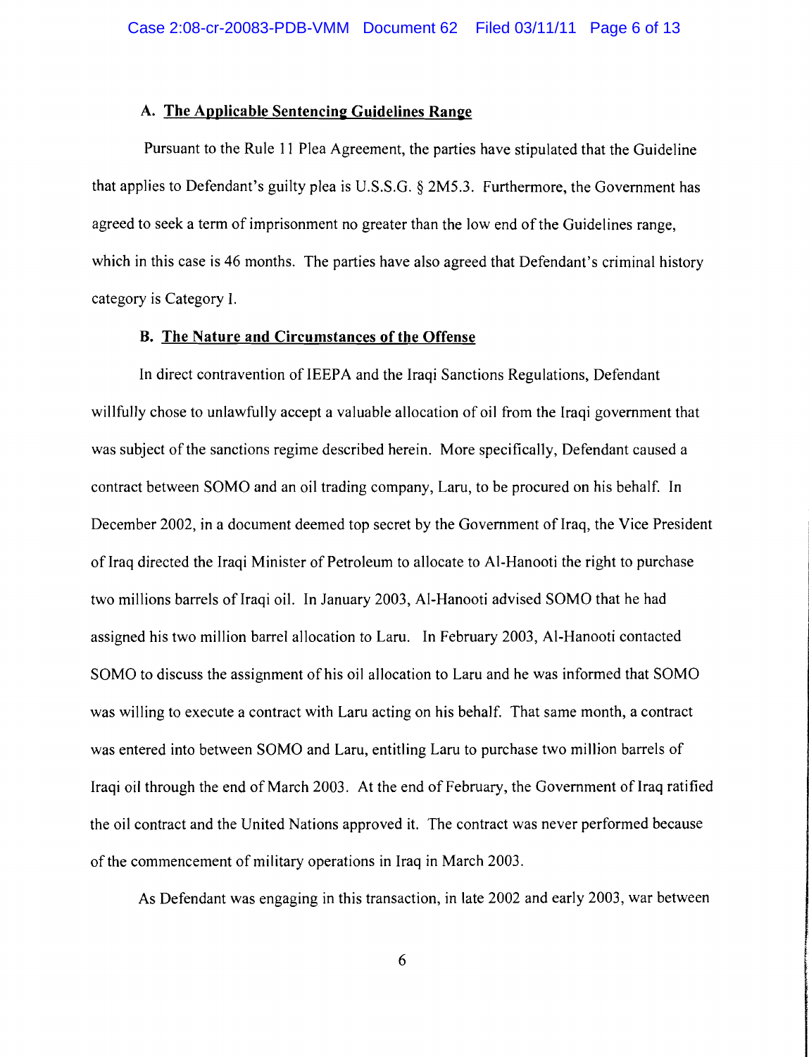### A. The Applicable Sentencing Guidelines Range

Pursuant to the Rule 11 Plea Agreement, the parties have stipulated that the Guideline that applies to Defendant's guilty plea is U.S.S.G. § 2M5.3. Furthermore, the Government has agreed to seek a term of imprisonment no greater than the low end of the Guidelines range, which in this case is 46 months. The parties have also agreed that Defendant's criminal history category is Category I.

### B. The Nature and Circumstances of the Offense

In direct contravention of IEEPA and the Iraqi Sanctions Regulations, Defendant willfully chose to unlawfully accept a valuable allocation of oil from the Iraqi government that was subject of the sanctions regime described herein. More specifically, Defendant caused a contract between SOMO and an oil trading company, Laru, to be procured on his behalf. In December 2002, in a document deemed top secret by the Government of Iraq, the Vice President of Iraq directed the Iraqi Minister of Petroleum to allocate to Al-Hanooti the right to purchase two millions barrels of Iraqi oil. In January 2003, Al-Hanooti advised SOMO that he had assigned his two million barrel allocation to Laru. In February 2003, Al-Hanooti contacted SOMO to discuss the assignment of his oil allocation to Laru and he was informed that SOMO was willing to execute a contract with Laru acting on his behalf. That same month, a contract was entered into between SOMO and Laru, entitling Laru to purchase two million barrels of Iraqi oil through the end of March 2003. At the end of February, the Government of Iraq ratified the oil contract and the United Nations approved it. The contract was never performed because of the commencement of military operations in Iraq in March 2003.

As Defendant was engaging in this transaction, in late 2002 and early 2003, war between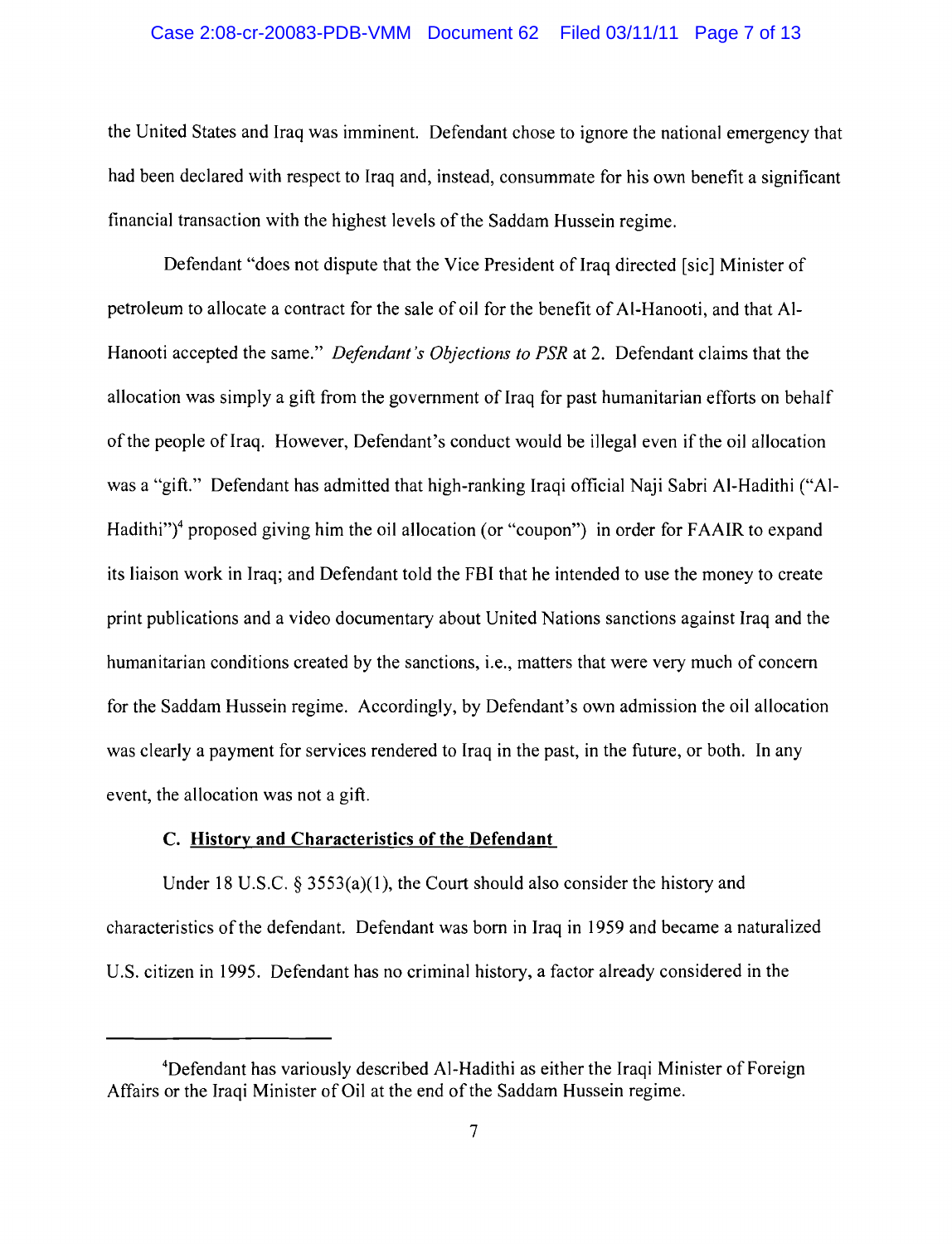the United States and Iraq was imminent. Defendant chose to ignore the national emergency that had been declared with respect to Iraq and, instead, consummate for his own benefit a significant financial transaction with the highest levels of the Saddam Hussein regime.

Defendant "does not dispute that the Vice President of Iraq directed [sic] Minister of petroleum to allocate a contract for the sale of oil for the benefit of Al-Hanooti, and that Al-Hanooti accepted the same." *Defendant's Objections to PSR* at 2. Defendant claims that the allocation was simply a gift from the government of Iraq for past humanitarian efforts on behalf of the people of Iraq. However, Defendant's conduct would be illegal even if the oil allocation was a "gift." Defendant has admitted that high-ranking Iraqi official Naji Sabri Al-Hadithi ("Al-Hadithi")[4] proposed giving him the oil allocation (or "coupon") in order for FAAIR to expand its liaison work in Iraq; and Defendant told the FBI that he intended to use the money to create print publications and a video documentary about United Nations sanctions against Iraq and the humanitarian conditions created by the sanctions, i.e., matters that were very much of concern for the Saddam Hussein regime. Accordingly, by Defendant's own admission the oil allocation was clearly a payment for services rendered to Iraq in the past, in the future, or both. In any event, the allocation was not a gift.

### C. History and Characteristics of the Defendant

Under 18 U.S.C. § 3553(a)(1), the Court should also consider the history and characteristics of the defendant. Defendant was born in Iraq in 1959 and became a naturalized U.S. citizen in 1995. Defendant has no criminal history, a factor already considered in the

---

[4]Defendant has variously described Al-Hadithi as either the Iraqi Minister of Foreign Affairs or the Iraqi Minister of Oil at the end of the Saddam Hussein regime.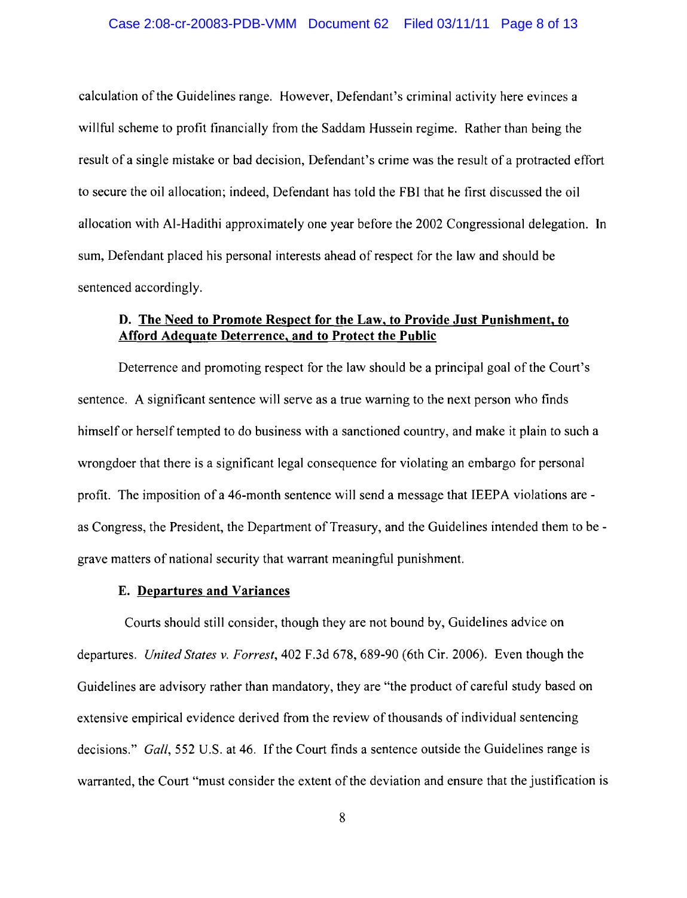calculation of the Guidelines range. However, Defendant's criminal activity here evinces a willful scheme to profit financially from the Saddam Hussein regime. Rather than being the result of a single mistake or bad decision, Defendant's crime was the result of a protracted effort to secure the oil allocation; indeed, Defendant has told the FBI that he first discussed the oil allocation with Al-Hadithi approximately one year before the 2002 Congressional delegation. In sum, Defendant placed his personal interests ahead of respect for the law and should be sentenced accordingly.

### D. <u>The Need to Promote Respect for the Law, to Provide Just Punishment, to Afford Adequate Deterrence, and to Protect the Public</u>

Deterrence and promoting respect for the law should be a principal goal of the Court's sentence. A significant sentence will serve as a true warning to the next person who finds himself or herself tempted to do business with a sanctioned country, and make it plain to such a wrongdoer that there is a significant legal consequence for violating an embargo for personal profit. The imposition of a 46-month sentence will send a message that IEEPA violations are - as Congress, the President, the Department of Treasury, and the Guidelines intended them to be - grave matters of national security that warrant meaningful punishment.

### E. <u>Departures and Variances</u>

Courts should still consider, though they are not bound by, Guidelines advice on departures. *United States v. Forrest*, 402 F.3d 678, 689-90 (6th Cir. 2006). Even though the Guidelines are advisory rather than mandatory, they are "the product of careful study based on extensive empirical evidence derived from the review of thousands of individual sentencing decisions." *Gall*, 552 U.S. at 46. If the Court finds a sentence outside the Guidelines range is warranted, the Court "must consider the extent of the deviation and ensure that the justification is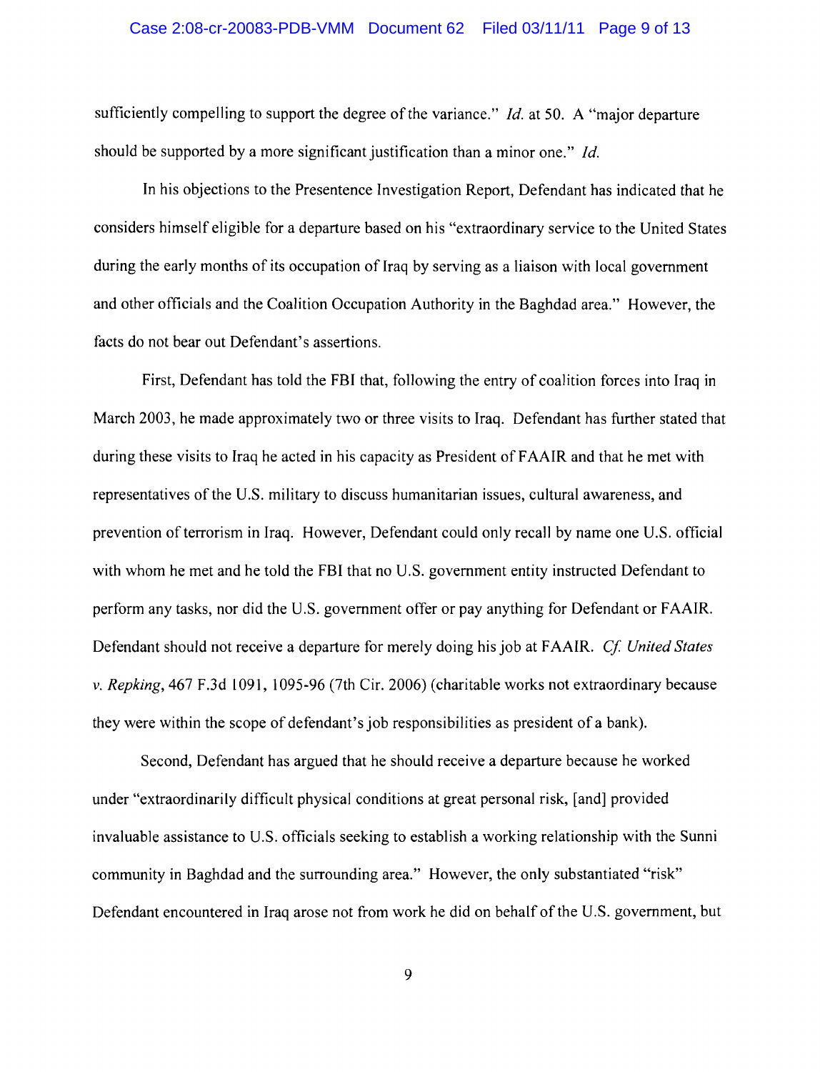sufficiently compelling to support the degree of the variance." *Id.* at 50. A "major departure should be supported by a more significant justification than a minor one." *Id.*

In his objections to the Presentence Investigation Report, Defendant has indicated that he considers himself eligible for a departure based on his "extraordinary service to the United States during the early months of its occupation of Iraq by serving as a liaison with local government and other officials and the Coalition Occupation Authority in the Baghdad area." However, the facts do not bear out Defendant's assertions.

First, Defendant has told the FBI that, following the entry of coalition forces into Iraq in March 2003, he made approximately two or three visits to Iraq. Defendant has further stated that during these visits to Iraq he acted in his capacity as President of FAAIR and that he met with representatives of the U.S. military to discuss humanitarian issues, cultural awareness, and prevention of terrorism in Iraq. However, Defendant could only recall by name one U.S. official with whom he met and he told the FBI that no U.S. government entity instructed Defendant to perform any tasks, nor did the U.S. government offer or pay anything for Defendant or FAAIR. Defendant should not receive a departure for merely doing his job at FAAIR. *Cf. United States v. Repking*, 467 F.3d 1091, 1095-96 (7th Cir. 2006) (charitable works not extraordinary because they were within the scope of defendant's job responsibilities as president of a bank).

Second, Defendant has argued that he should receive a departure because he worked under "extraordinarily difficult physical conditions at great personal risk, [and] provided invaluable assistance to U.S. officials seeking to establish a working relationship with the Sunni community in Baghdad and the surrounding area." However, the only substantiated "risk" Defendant encountered in Iraq arose not from work he did on behalf of the U.S. government, but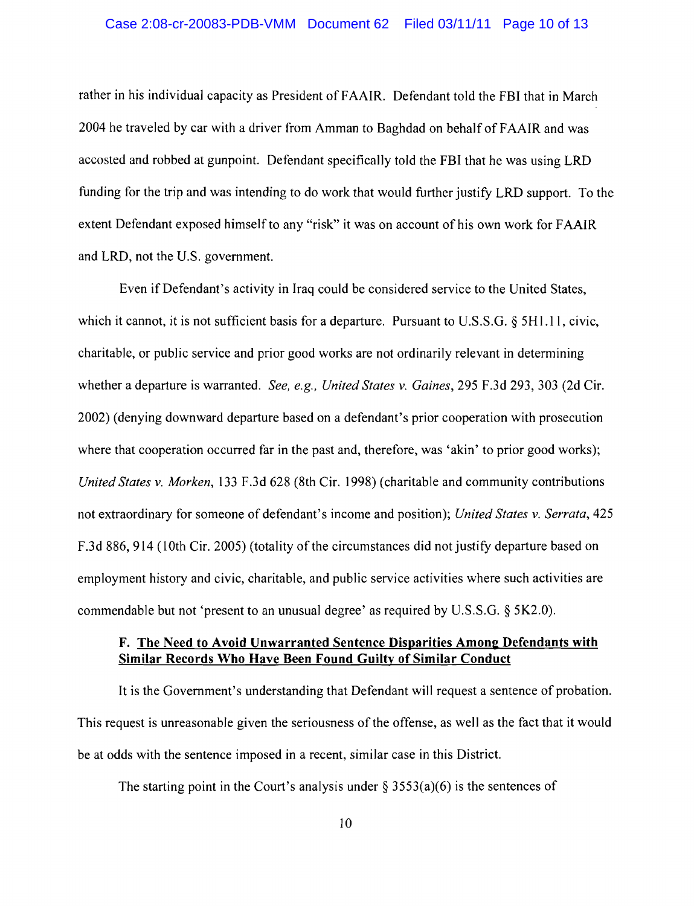rather in his individual capacity as President of FAAIR. Defendant told the FBI that in March 2004 he traveled by car with a driver from Amman to Baghdad on behalf of FAAIR and was accosted and robbed at gunpoint. Defendant specifically told the FBI that he was using LRD funding for the trip and was intending to do work that would further justify LRD support. To the extent Defendant exposed himself to any "risk" it was on account of his own work for FAAIR and LRD, not the U.S. government.

Even if Defendant's activity in Iraq could be considered service to the United States, which it cannot, it is not sufficient basis for a departure. Pursuant to U.S.S.G. § 5H1.11, civic, charitable, or public service and prior good works are not ordinarily relevant in determining whether a departure is warranted. *See, e.g., United States v. Gaines*, 295 F.3d 293, 303 (2d Cir. 2002) (denying downward departure based on a defendant's prior cooperation with prosecution where that cooperation occurred far in the past and, therefore, was 'akin' to prior good works); *United States v. Morken*, 133 F.3d 628 (8th Cir. 1998) (charitable and community contributions not extraordinary for someone of defendant's income and position); *United States v. Serrata*, 425 F.3d 886, 914 (10th Cir. 2005) (totality of the circumstances did not justify departure based on employment history and civic, charitable, and public service activities where such activities are commendable but not 'present to an unusual degree' as required by U.S.S.G. § 5K2.0).

### F. The Need to Avoid Unwarranted Sentence Disparities Among Defendants with Similar Records Who Have Been Found Guilty of Similar Conduct

It is the Government's understanding that Defendant will request a sentence of probation. This request is unreasonable given the seriousness of the offense, as well as the fact that it would be at odds with the sentence imposed in a recent, similar case in this District.

The starting point in the Court's analysis under § 3553(a)(6) is the sentences of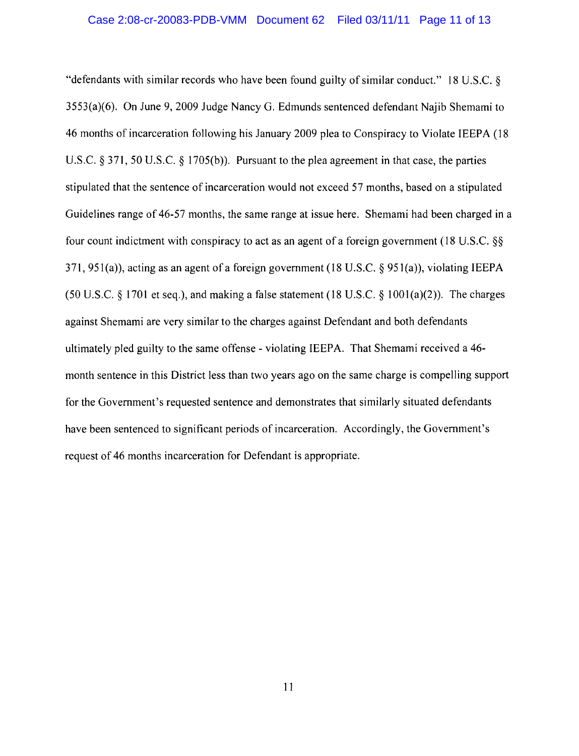"defendants with similar records who have been found guilty of similar conduct." 18 U.S.C. § 3553(a)(6). On June 9, 2009 Judge Nancy G. Edmunds sentenced defendant Najib Shemami to 46 months of incarceration following his January 2009 plea to Conspiracy to Violate IEEPA (18 U.S.C. § 371, 50 U.S.C. § 1705(b)). Pursuant to the plea agreement in that case, the parties stipulated that the sentence of incarceration would not exceed 57 months, based on a stipulated Guidelines range of 46-57 months, the same range at issue here. Shemami had been charged in a four count indictment with conspiracy to act as an agent of a foreign government (18 U.S.C. §§ 371, 951(a)), acting as an agent of a foreign government (18 U.S.C. § 951(a)), violating IEEPA (50 U.S.C. § 1701 et seq.), and making a false statement (18 U.S.C. § 1001(a)(2)). The charges against Shemami are very similar to the charges against Defendant and both defendants ultimately pled guilty to the same offense - violating IEEPA. That Shemami received a 46-month sentence in this District less than two years ago on the same charge is compelling support for the Government's requested sentence and demonstrates that similarly situated defendants have been sentenced to significant periods of incarceration. Accordingly, the Government's request of 46 months incarceration for Defendant is appropriate.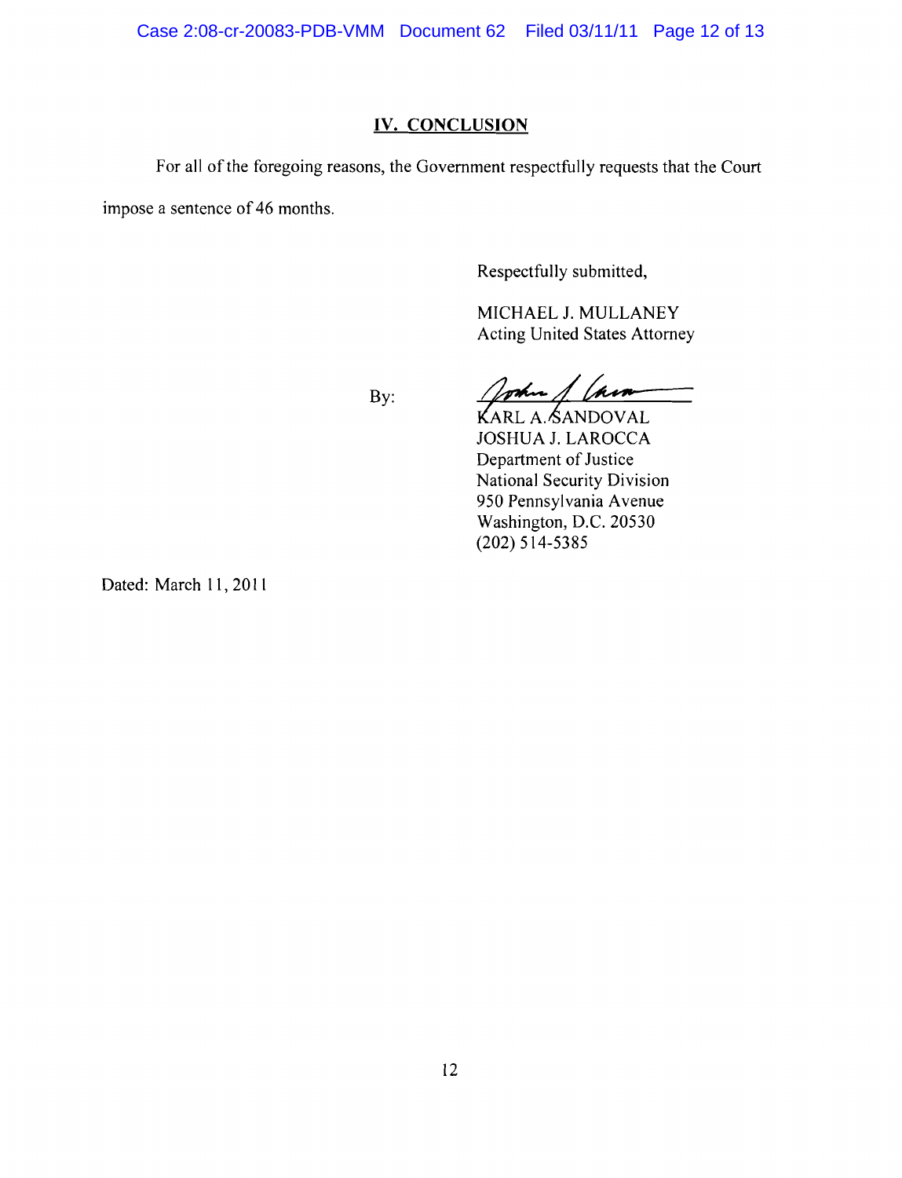## IV. CONCLUSION

For all of the foregoing reasons, the Government respectfully requests that the Court impose a sentence of 46 months.

Respectfully submitted,

MICHAEL J. MULLANEY
Acting United States Attorney

By: 

KARL A. SANDOVAL
JOSHUA J. LAROCCA
Department of Justice
National Security Division
950 Pennsylvania Avenue
Washington, D.C. 20530
(202) 514-5385

Dated: March 11, 2011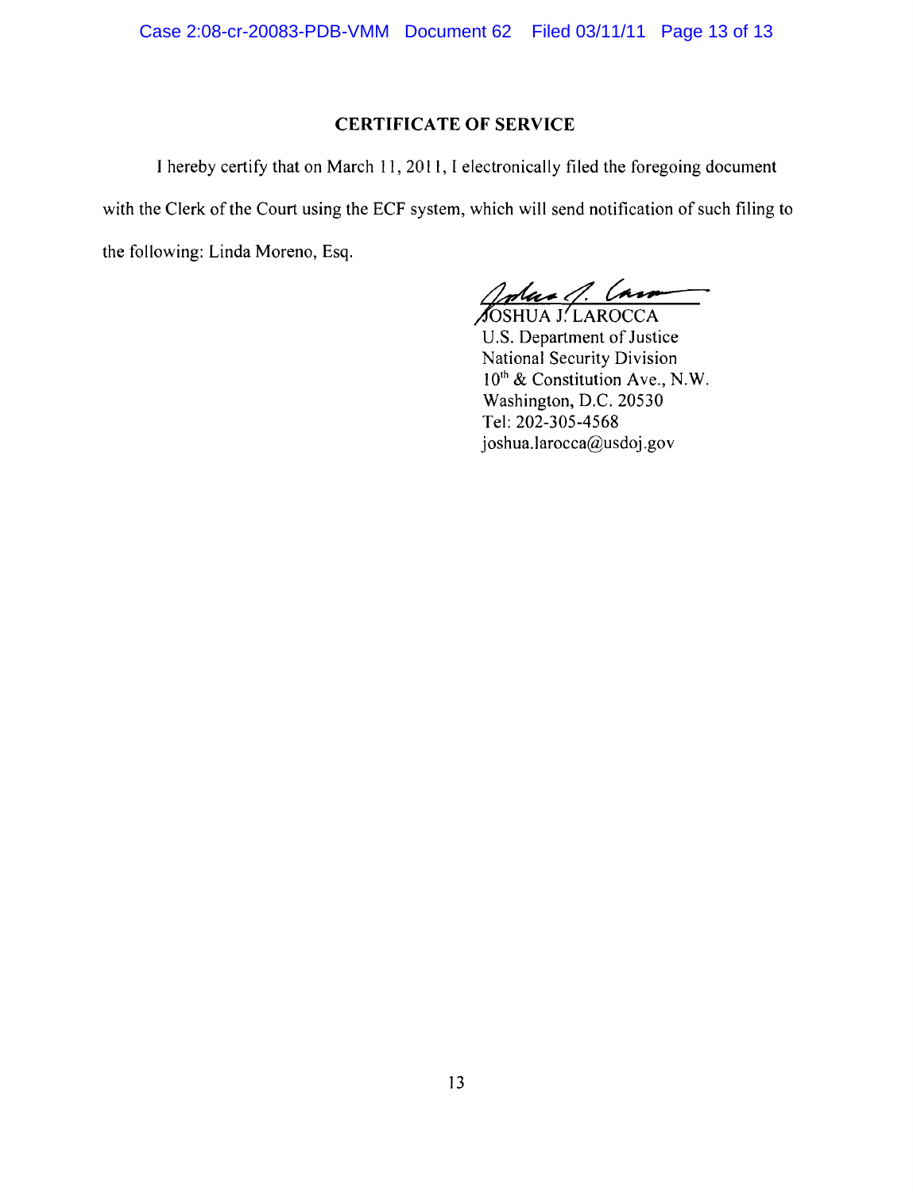## CERTIFICATE OF SERVICE

I hereby certify that on March 11, 2011, I electronically filed the foregoing document with the Clerk of the Court using the ECF system, which will send notification of such filing to the following: Linda Moreno, Esq.

JOSHUA J. LAROCCA
U.S. Department of Justice
National Security Division
10th & Constitution Ave., N.W.
Washington, D.C. 20530
Tel: 202-305-4568
joshua.larocca@usdoj.gov